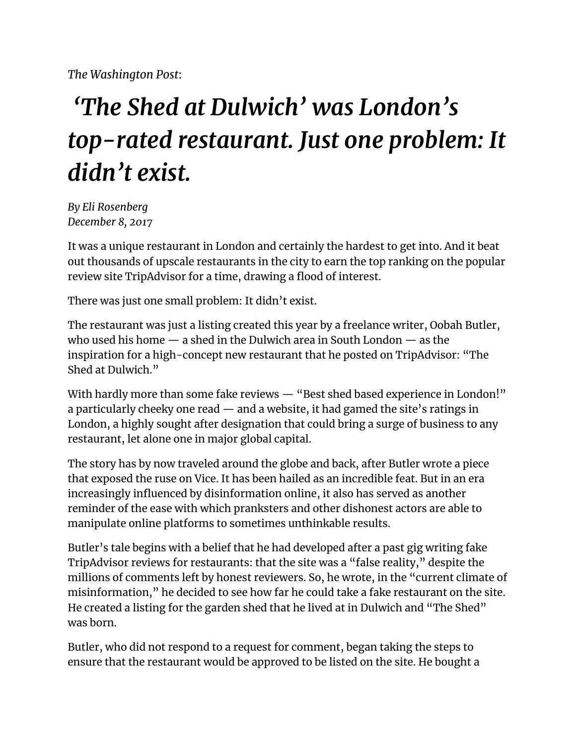*The Washington Post*:

# *'The Shed at Dulwich' was London's top-rated restaurant. Just one problem: It didn't exist.*

*By Eli Rosenberg*
*December 8, 2017*

It was a unique restaurant in London and certainly the hardest to get into. And it beat out thousands of upscale restaurants in the city to earn the top ranking on the popular review site TripAdvisor for a time, drawing a flood of interest.

There was just one small problem: It didn't exist.

The restaurant was just a listing created this year by a freelance writer, Oobah Butler, who used his home — a shed in the Dulwich area in South London — as the inspiration for a high-concept new restaurant that he posted on TripAdvisor: "The Shed at Dulwich."

With hardly more than some fake reviews — "Best shed based experience in London!" a particularly cheeky one read — and a website, it had gamed the site's ratings in London, a highly sought after designation that could bring a surge of business to any restaurant, let alone one in major global capital.

The story has by now traveled around the globe and back, after Butler wrote a piece that exposed the ruse on Vice. It has been hailed as an incredible feat. But in an era increasingly influenced by disinformation online, it also has served as another reminder of the ease with which pranksters and other dishonest actors are able to manipulate online platforms to sometimes unthinkable results.

Butler's tale begins with a belief that he had developed after a past gig writing fake TripAdvisor reviews for restaurants: that the site was a "false reality," despite the millions of comments left by honest reviewers. So, he wrote, in the "current climate of misinformation," he decided to see how far he could take a fake restaurant on the site. He created a listing for the garden shed that he lived at in Dulwich and "The Shed" was born.

Butler, who did not respond to a request for comment, began taking the steps to ensure that the restaurant would be approved to be listed on the site. He bought a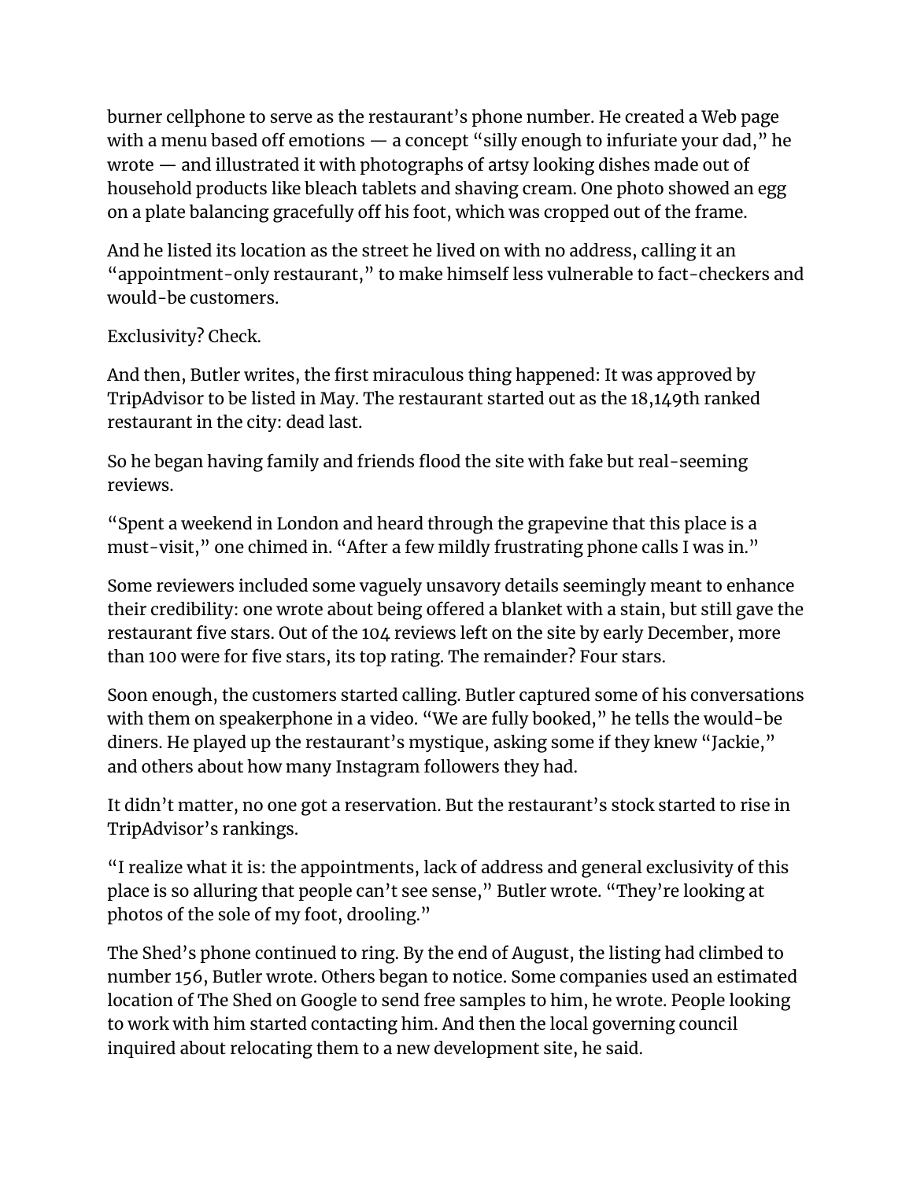burner cellphone to serve as the restaurant's phone number. He created a Web page with a menu based off emotions — a concept "silly enough to infuriate your dad," he wrote — and illustrated it with photographs of artsy looking dishes made out of household products like bleach tablets and shaving cream. One photo showed an egg on a plate balancing gracefully off his foot, which was cropped out of the frame.

And he listed its location as the street he lived on with no address, calling it an "appointment-only restaurant," to make himself less vulnerable to fact-checkers and would-be customers.

Exclusivity? Check.

And then, Butler writes, the first miraculous thing happened: It was approved by TripAdvisor to be listed in May. The restaurant started out as the 18,149th ranked restaurant in the city: dead last.

So he began having family and friends flood the site with fake but real-seeming reviews.

"Spent a weekend in London and heard through the grapevine that this place is a must-visit," one chimed in. "After a few mildly frustrating phone calls I was in."

Some reviewers included some vaguely unsavory details seemingly meant to enhance their credibility: one wrote about being offered a blanket with a stain, but still gave the restaurant five stars. Out of the 104 reviews left on the site by early December, more than 100 were for five stars, its top rating. The remainder? Four stars.

Soon enough, the customers started calling. Butler captured some of his conversations with them on speakerphone in a video. "We are fully booked," he tells the would-be diners. He played up the restaurant's mystique, asking some if they knew "Jackie," and others about how many Instagram followers they had.

It didn't matter, no one got a reservation. But the restaurant's stock started to rise in TripAdvisor's rankings.

"I realize what it is: the appointments, lack of address and general exclusivity of this place is so alluring that people can't see sense," Butler wrote. "They're looking at photos of the sole of my foot, drooling."

The Shed's phone continued to ring. By the end of August, the listing had climbed to number 156, Butler wrote. Others began to notice. Some companies used an estimated location of The Shed on Google to send free samples to him, he wrote. People looking to work with him started contacting him. And then the local governing council inquired about relocating them to a new development site, he said.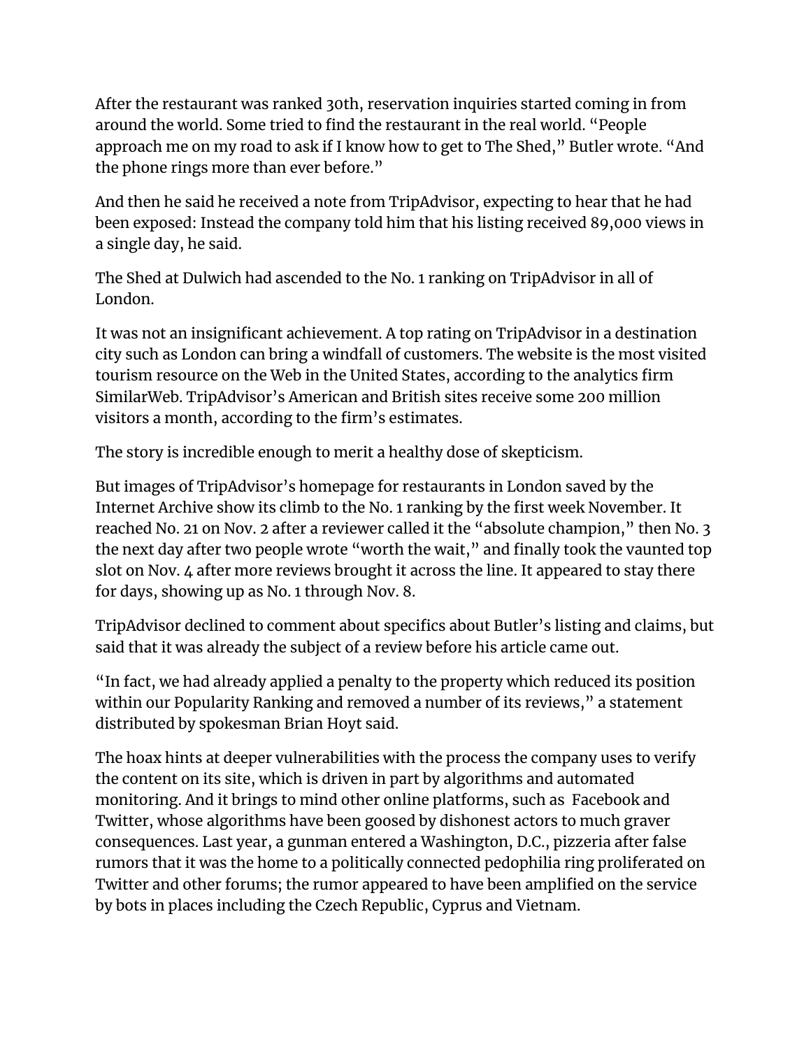After the restaurant was ranked 30th, reservation inquiries started coming in from around the world. Some tried to find the restaurant in the real world. "People approach me on my road to ask if I know how to get to The Shed," Butler wrote. "And the phone rings more than ever before."

And then he said he received a note from TripAdvisor, expecting to hear that he had been exposed: Instead the company told him that his listing received 89,000 views in a single day, he said.

The Shed at Dulwich had ascended to the No. 1 ranking on TripAdvisor in all of London.

It was not an insignificant achievement. A top rating on TripAdvisor in a destination city such as London can bring a windfall of customers. The website is the most visited tourism resource on the Web in the United States, according to the analytics firm SimilarWeb. TripAdvisor's American and British sites receive some 200 million visitors a month, according to the firm's estimates.

The story is incredible enough to merit a healthy dose of skepticism.

But images of TripAdvisor's homepage for restaurants in London saved by the Internet Archive show its climb to the No. 1 ranking by the first week November. It reached No. 21 on Nov. 2 after a reviewer called it the "absolute champion," then No. 3 the next day after two people wrote "worth the wait," and finally took the vaunted top slot on Nov. 4 after more reviews brought it across the line. It appeared to stay there for days, showing up as No. 1 through Nov. 8.

TripAdvisor declined to comment about specifics about Butler's listing and claims, but said that it was already the subject of a review before his article came out.

"In fact, we had already applied a penalty to the property which reduced its position within our Popularity Ranking and removed a number of its reviews," a statement distributed by spokesman Brian Hoyt said.

The hoax hints at deeper vulnerabilities with the process the company uses to verify the content on its site, which is driven in part by algorithms and automated monitoring. And it brings to mind other online platforms, such as Facebook and Twitter, whose algorithms have been goosed by dishonest actors to much graver consequences. Last year, a gunman entered a Washington, D.C., pizzeria after false rumors that it was the home to a politically connected pedophilia ring proliferated on Twitter and other forums; the rumor appeared to have been amplified on the service by bots in places including the Czech Republic, Cyprus and Vietnam.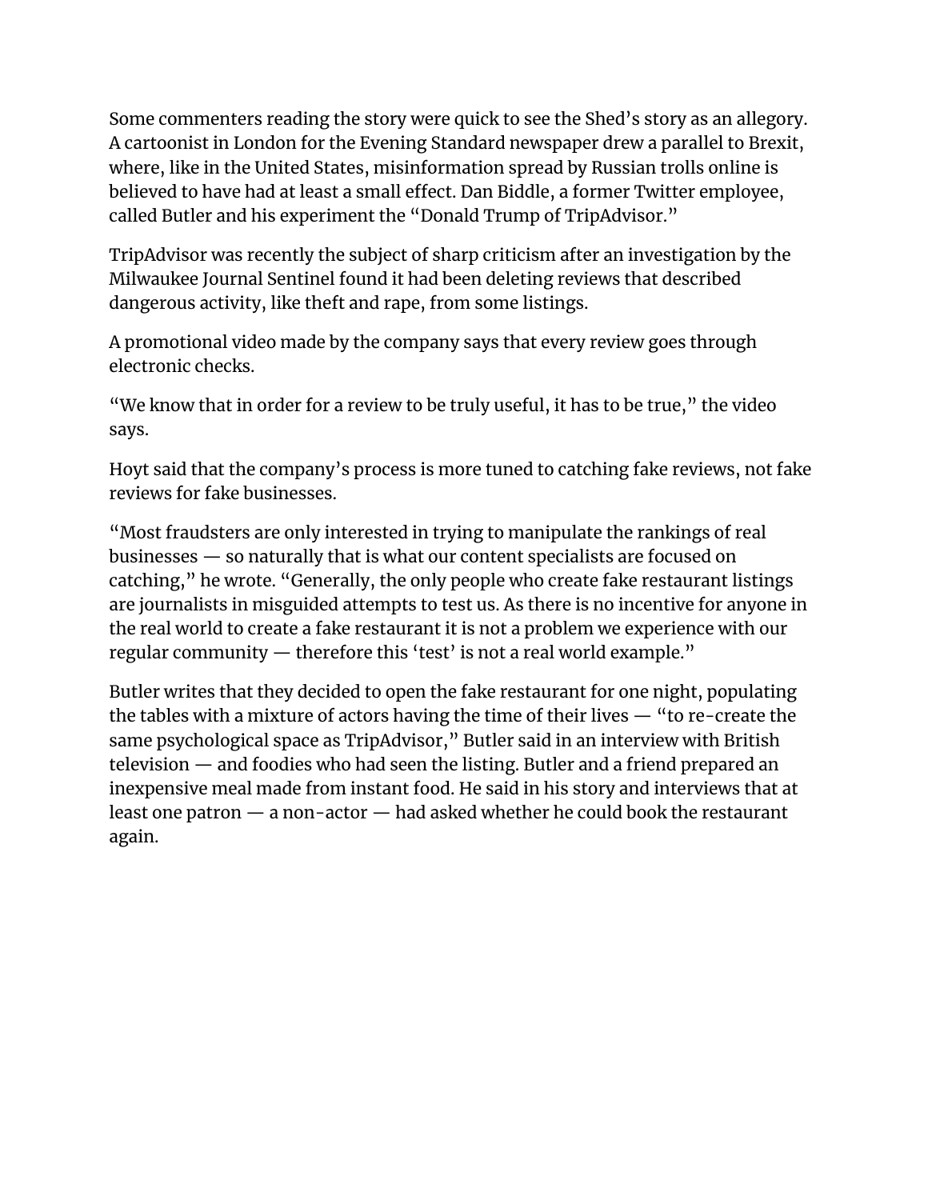Some commenters reading the story were quick to see the Shed's story as an allegory. A cartoonist in London for the Evening Standard newspaper drew a parallel to Brexit, where, like in the United States, misinformation spread by Russian trolls online is believed to have had at least a small effect. Dan Biddle, a former Twitter employee, called Butler and his experiment the "Donald Trump of TripAdvisor."

TripAdvisor was recently the subject of sharp criticism after an investigation by the Milwaukee Journal Sentinel found it had been deleting reviews that described dangerous activity, like theft and rape, from some listings.

A promotional video made by the company says that every review goes through electronic checks.

"We know that in order for a review to be truly useful, it has to be true," the video says.

Hoyt said that the company's process is more tuned to catching fake reviews, not fake reviews for fake businesses.

"Most fraudsters are only interested in trying to manipulate the rankings of real businesses — so naturally that is what our content specialists are focused on catching," he wrote. "Generally, the only people who create fake restaurant listings are journalists in misguided attempts to test us. As there is no incentive for anyone in the real world to create a fake restaurant it is not a problem we experience with our regular community — therefore this 'test' is not a real world example."

Butler writes that they decided to open the fake restaurant for one night, populating the tables with a mixture of actors having the time of their lives — "to re-create the same psychological space as TripAdvisor," Butler said in an interview with British television — and foodies who had seen the listing. Butler and a friend prepared an inexpensive meal made from instant food. He said in his story and interviews that at least one patron — a non-actor — had asked whether he could book the restaurant again.